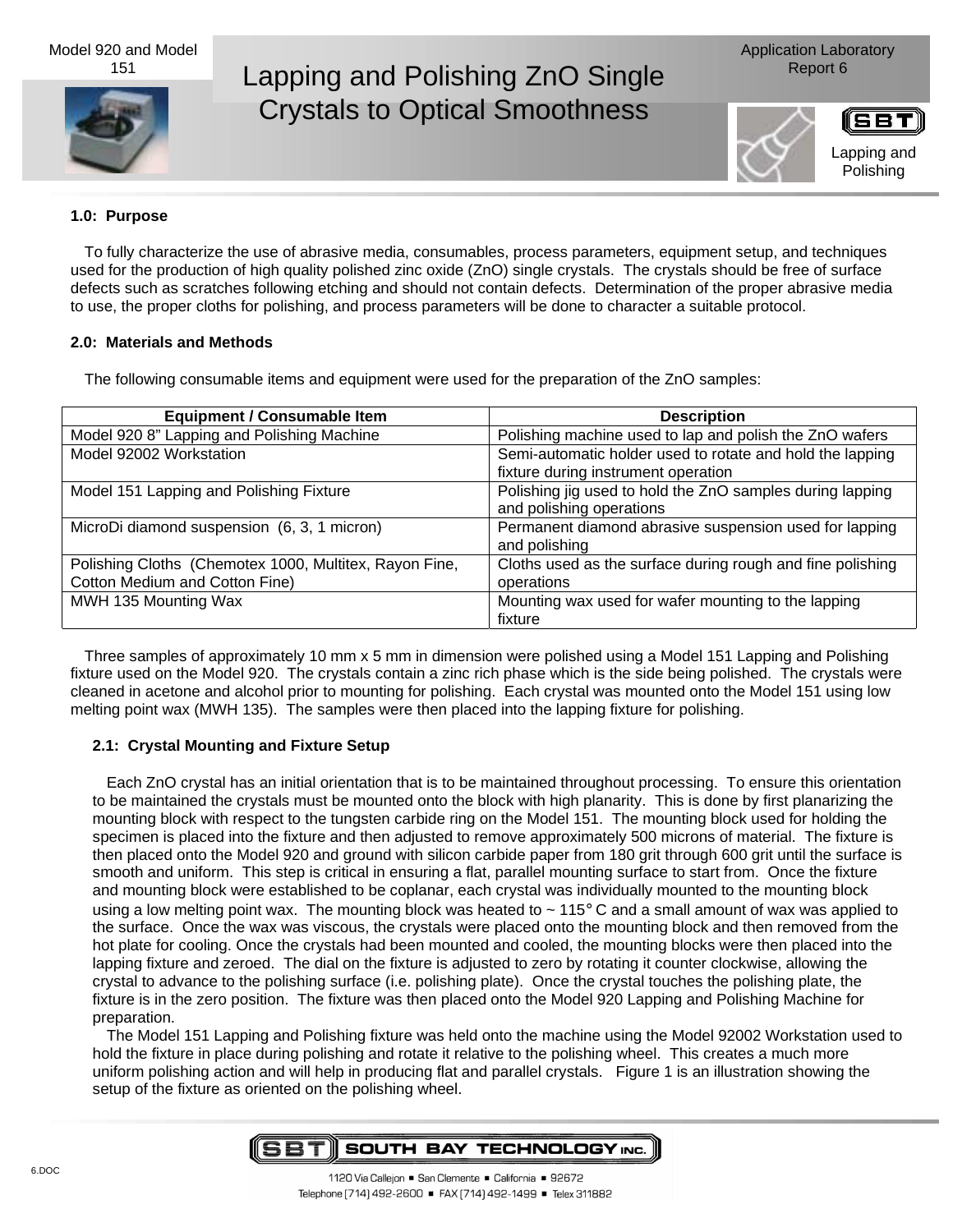# Lapping and Polishing ZnO Single Crystals to Optical Smoothness

Model 920 and Model 151

Application Laboratory Report 6

Lapping and Polishing

## 1.0: Purpose

To fully characterize the use of abrasive media, consumables, process parameters, equipment setup, and techniques used for the production of high quality polished zinc oxide (ZnO) single crystals. The crystals should be free of surface defects such as scratches following etching and should not contain defects. Determination of the proper abrasive media to use, the proper cloths for polishing, and process parameters will be done to character a suitable protocol.

## 2.0: Materials and Methods

The following consumable items and equipment were used for the preparation of the ZnO samples:

| Equipment / Consumable Item | Description |
|---|---|
| Model 920 8" Lapping and Polishing Machine | Polishing machine used to lap and polish the ZnO wafers |
| Model 92002 Workstation | Semi-automatic holder used to rotate and hold the lapping fixture during instrument operation |
| Model 151 Lapping and Polishing Fixture | Polishing jig used to hold the ZnO samples during lapping and polishing operations |
| MicroDi diamond suspension (6, 3, 1 micron) | Permanent diamond abrasive suspension used for lapping and polishing |
| Polishing Cloths (Chemotex 1000, Multitex, Rayon Fine, Cotton Medium and Cotton Fine) | Cloths used as the surface during rough and fine polishing operations |
| MWH 135 Mounting Wax | Mounting wax used for wafer mounting to the lapping fixture |

Three samples of approximately 10 mm x 5 mm in dimension were polished using a Model 151 Lapping and Polishing fixture used on the Model 920. The crystals contain a zinc rich phase which is the side being polished. The crystals were cleaned in acetone and alcohol prior to mounting for polishing. Each crystal was mounted onto the Model 151 using low melting point wax (MWH 135). The samples were then placed into the lapping fixture for polishing.

### 2.1: Crystal Mounting and Fixture Setup

Each ZnO crystal has an initial orientation that is to be maintained throughout processing. To ensure this orientation to be maintained the crystals must be mounted onto the block with high planarity. This is done by first planarizing the mounting block with respect to the tungsten carbide ring on the Model 151. The mounting block used for holding the specimen is placed into the fixture and then adjusted to remove approximately 500 microns of material. The fixture is then placed onto the Model 920 and ground with silicon carbide paper from 180 grit through 600 grit until the surface is smooth and uniform. This step is critical in ensuring a flat, parallel mounting surface to start from. Once the fixture and mounting block were established to be coplanar, each crystal was individually mounted to the mounting block using a low melting point wax. The mounting block was heated to ~ 115° C and a small amount of wax was applied to the surface. Once the wax was viscous, the crystals were placed onto the mounting block and then removed from the hot plate for cooling. Once the crystals had been mounted and cooled, the mounting blocks were then placed into the lapping fixture and zeroed. The dial on the fixture is adjusted to zero by rotating it counter clockwise, allowing the crystal to advance to the polishing surface (i.e. polishing plate). Once the crystal touches the polishing plate, the fixture is in the zero position. The fixture was then placed onto the Model 920 Lapping and Polishing Machine for preparation.

The Model 151 Lapping and Polishing fixture was held onto the machine using the Model 92002 Workstation used to hold the fixture in place during polishing and rotate it relative to the polishing wheel. This creates a much more uniform polishing action and will help in producing flat and parallel crystals. Figure 1 is an illustration showing the setup of the fixture as oriented on the polishing wheel.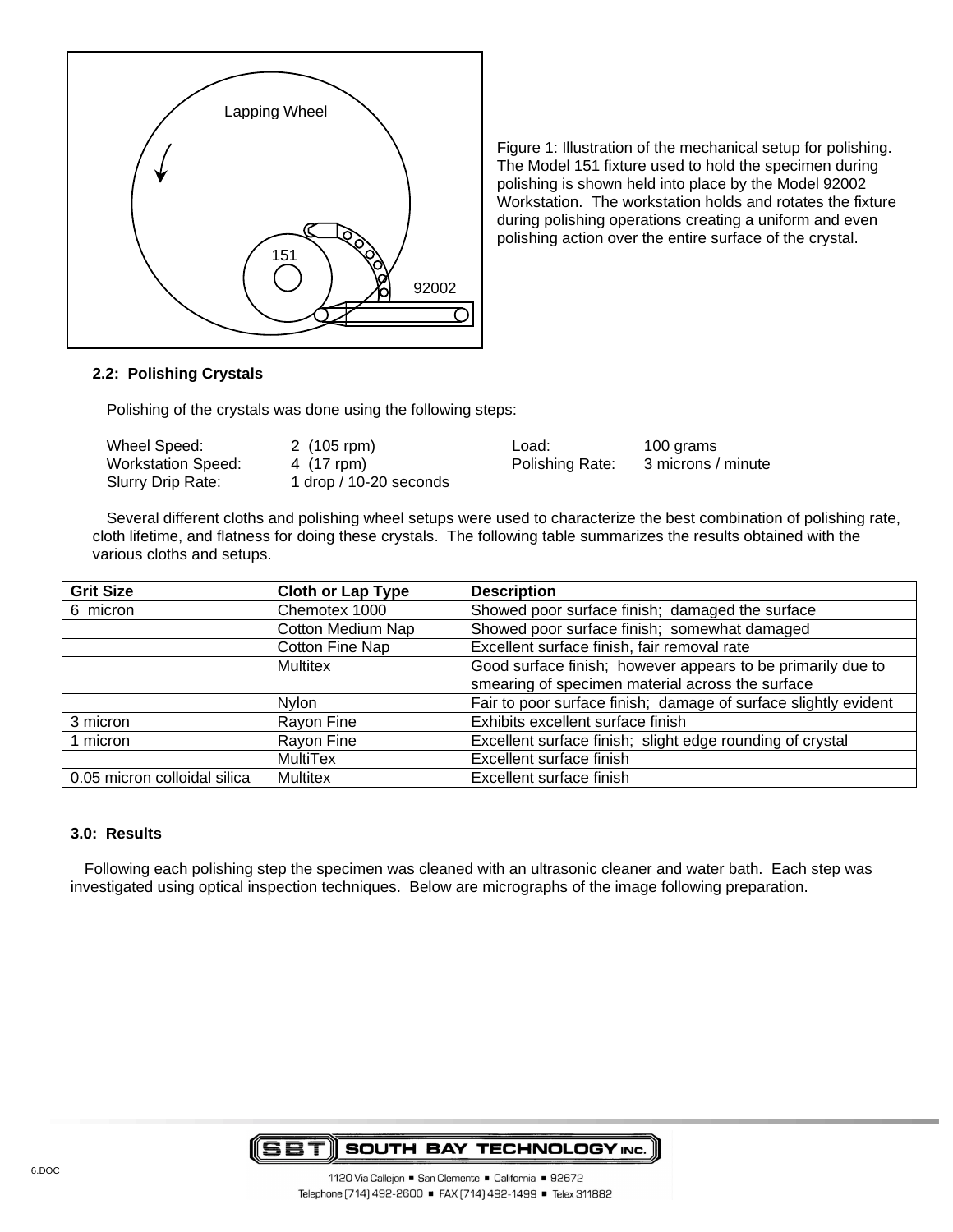Figure 1: Illustration of the mechanical setup for polishing. The Model 151 fixture used to hold the specimen during polishing is shown held into place by the Model 92002 Workstation. The workstation holds and rotates the fixture during polishing operations creating a uniform and even polishing action over the entire surface of the crystal.

### 2.2: Polishing Crystals

Polishing of the crystals was done using the following steps:

| | | | |
|---|---|---|---|
| Wheel Speed: | 2 (105 rpm) | Load: | 100 grams |
| Workstation Speed: | 4 (17 rpm) | Polishing Rate: | 3 microns / minute |
| Slurry Drip Rate: | 1 drop / 10-20 seconds | | |

Several different cloths and polishing wheel setups were used to characterize the best combination of polishing rate, cloth lifetime, and flatness for doing these crystals. The following table summarizes the results obtained with the various cloths and setups.

| Grit Size | Cloth or Lap Type | Description |
|---|---|---|
| 6 micron | Chemotex 1000 | Showed poor surface finish; damaged the surface |
| | Cotton Medium Nap | Showed poor surface finish; somewhat damaged |
| | Cotton Fine Nap | Excellent surface finish, fair removal rate |
| | Multitex | Good surface finish; however appears to be primarily due to smearing of specimen material across the surface |
| | Nylon | Fair to poor surface finish; damage of surface slightly evident |
| 3 micron | Rayon Fine | Exhibits excellent surface finish |
| 1 micron | Rayon Fine | Excellent surface finish; slight edge rounding of crystal |
| | MultiTex | Excellent surface finish |
| 0.05 micron colloidal silica | Multitex | Excellent surface finish |

### 3.0: Results

Following each polishing step the specimen was cleaned with an ultrasonic cleaner and water bath. Each step was investigated using optical inspection techniques. Below are micrographs of the image following preparation.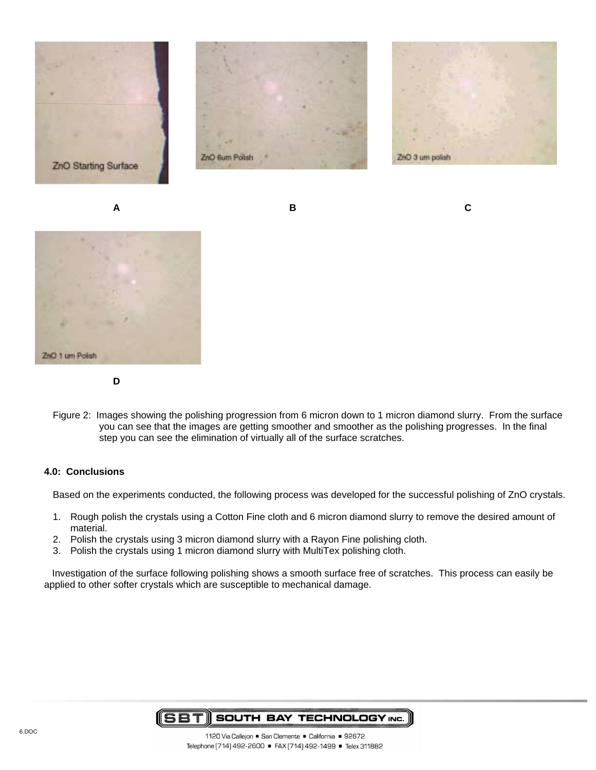ZnO Starting Surface

A

ZnO 6um Polish

B

ZnO 3 um polish

C

ZnO 1 um Polish

D

Figure 2: Images showing the polishing progression from 6 micron down to 1 micron diamond slurry. From the surface you can see that the images are getting smoother and smoother as the polishing progresses. In the final step you can see the elimination of virtually all of the surface scratches.

## 4.0: Conclusions

Based on the experiments conducted, the following process was developed for the successful polishing of ZnO crystals.

1. Rough polish the crystals using a Cotton Fine cloth and 6 micron diamond slurry to remove the desired amount of material.
2. Polish the crystals using 3 micron diamond slurry with a Rayon Fine polishing cloth.
3. Polish the crystals using 1 micron diamond slurry with MultiTex polishing cloth.

Investigation of the surface following polishing shows a smooth surface free of scratches. This process can easily be applied to other softer crystals which are susceptible to mechanical damage.